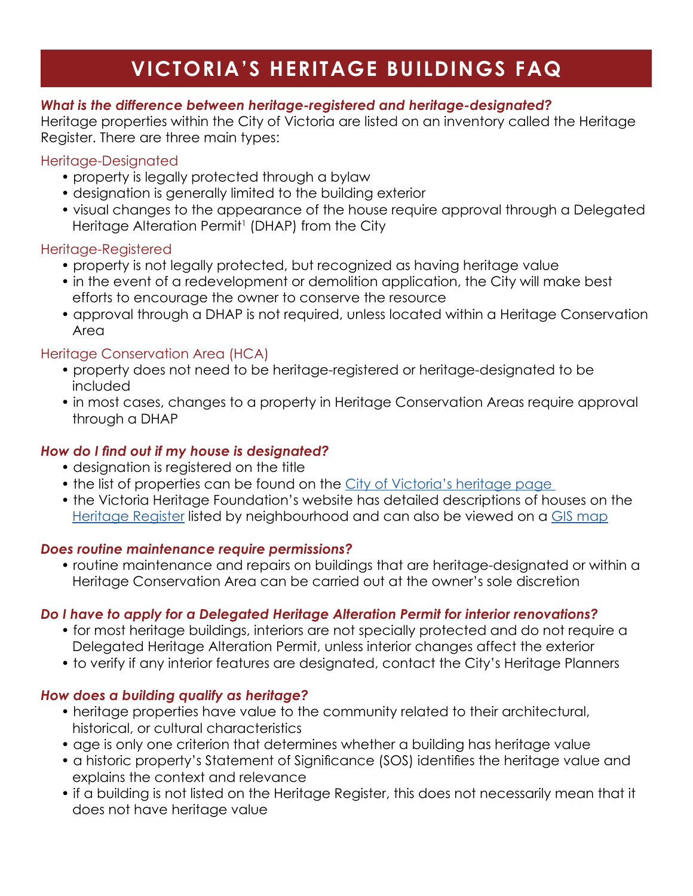# VICTORIA'S HERITAGE BUILDINGS FAQ

### *What is the difference between heritage-registered and heritage-designated?*

Heritage properties within the City of Victoria are listed on an inventory called the Heritage Register. There are three main types:

#### Heritage-Designated

- property is legally protected through a bylaw
- designation is generally limited to the building exterior
- visual changes to the appearance of the house require approval through a Delegated Heritage Alteration Permit[1] (DHAP) from the City

#### Heritage-Registered

- property is not legally protected, but recognized as having heritage value
- in the event of a redevelopment or demolition application, the City will make best efforts to encourage the owner to conserve the resource
- approval through a DHAP is not required, unless located within a Heritage Conservation Area

#### Heritage Conservation Area (HCA)

- property does not need to be heritage-registered or heritage-designated to be included
- in most cases, changes to a property in Heritage Conservation Areas require approval through a DHAP

### *How do I find out if my house is designated?*

- designation is registered on the title
- the list of properties can be found on the City of Victoria's heritage page
- the Victoria Heritage Foundation's website has detailed descriptions of houses on the Heritage Register listed by neighbourhood and can also be viewed on a GIS map

### *Does routine maintenance require permissions?*

- routine maintenance and repairs on buildings that are heritage-designated or within a Heritage Conservation Area can be carried out at the owner's sole discretion

### *Do I have to apply for a Delegated Heritage Alteration Permit for interior renovations?*

- for most heritage buildings, interiors are not specially protected and do not require a Delegated Heritage Alteration Permit, unless interior changes affect the exterior
- to verify if any interior features are designated, contact the City's Heritage Planners

### *How does a building qualify as heritage?*

- heritage properties have value to the community related to their architectural, historical, or cultural characteristics
- age is only one criterion that determines whether a building has heritage value
- a historic property's Statement of Significance (SOS) identifies the heritage value and explains the context and relevance
- if a building is not listed on the Heritage Register, this does not necessarily mean that it does not have heritage value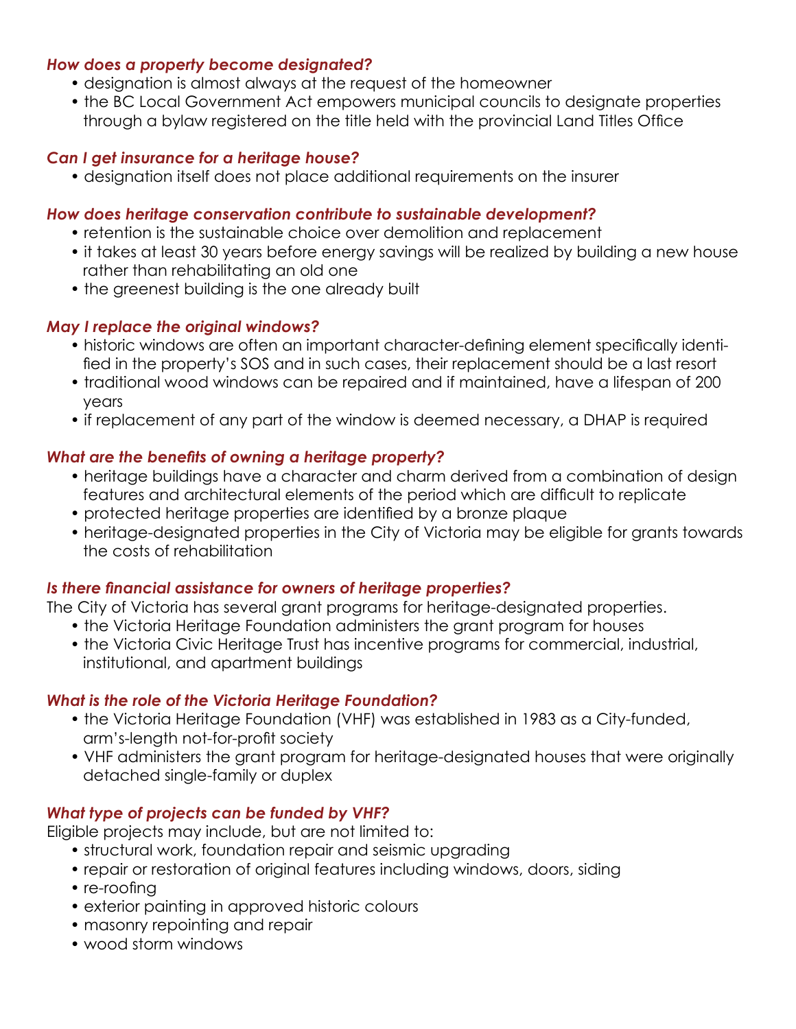### *How does a property become designated?*

- designation is almost always at the request of the homeowner
- the BC Local Government Act empowers municipal councils to designate properties through a bylaw registered on the title held with the provincial Land Titles Office

### *Can I get insurance for a heritage house?*

- designation itself does not place additional requirements on the insurer

### *How does heritage conservation contribute to sustainable development?*

- retention is the sustainable choice over demolition and replacement
- it takes at least 30 years before energy savings will be realized by building a new house rather than rehabilitating an old one
- the greenest building is the one already built

### *May I replace the original windows?*

- historic windows are often an important character-defining element specifically identified in the property's SOS and in such cases, their replacement should be a last resort
- traditional wood windows can be repaired and if maintained, have a lifespan of 200 years
- if replacement of any part of the window is deemed necessary, a DHAP is required

### *What are the benefits of owning a heritage property?*

- heritage buildings have a character and charm derived from a combination of design features and architectural elements of the period which are difficult to replicate
- protected heritage properties are identified by a bronze plaque
- heritage-designated properties in the City of Victoria may be eligible for grants towards the costs of rehabilitation

### *Is there financial assistance for owners of heritage properties?*

The City of Victoria has several grant programs for heritage-designated properties.

- the Victoria Heritage Foundation administers the grant program for houses
- the Victoria Civic Heritage Trust has incentive programs for commercial, industrial, institutional, and apartment buildings

### *What is the role of the Victoria Heritage Foundation?*

- the Victoria Heritage Foundation (VHF) was established in 1983 as a City-funded, arm's-length not-for-profit society
- VHF administers the grant program for heritage-designated houses that were originally detached single-family or duplex

### *What type of projects can be funded by VHF?*

Eligible projects may include, but are not limited to:

- structural work, foundation repair and seismic upgrading
- repair or restoration of original features including windows, doors, siding
- re-roofing
- exterior painting in approved historic colours
- masonry repointing and repair
- wood storm windows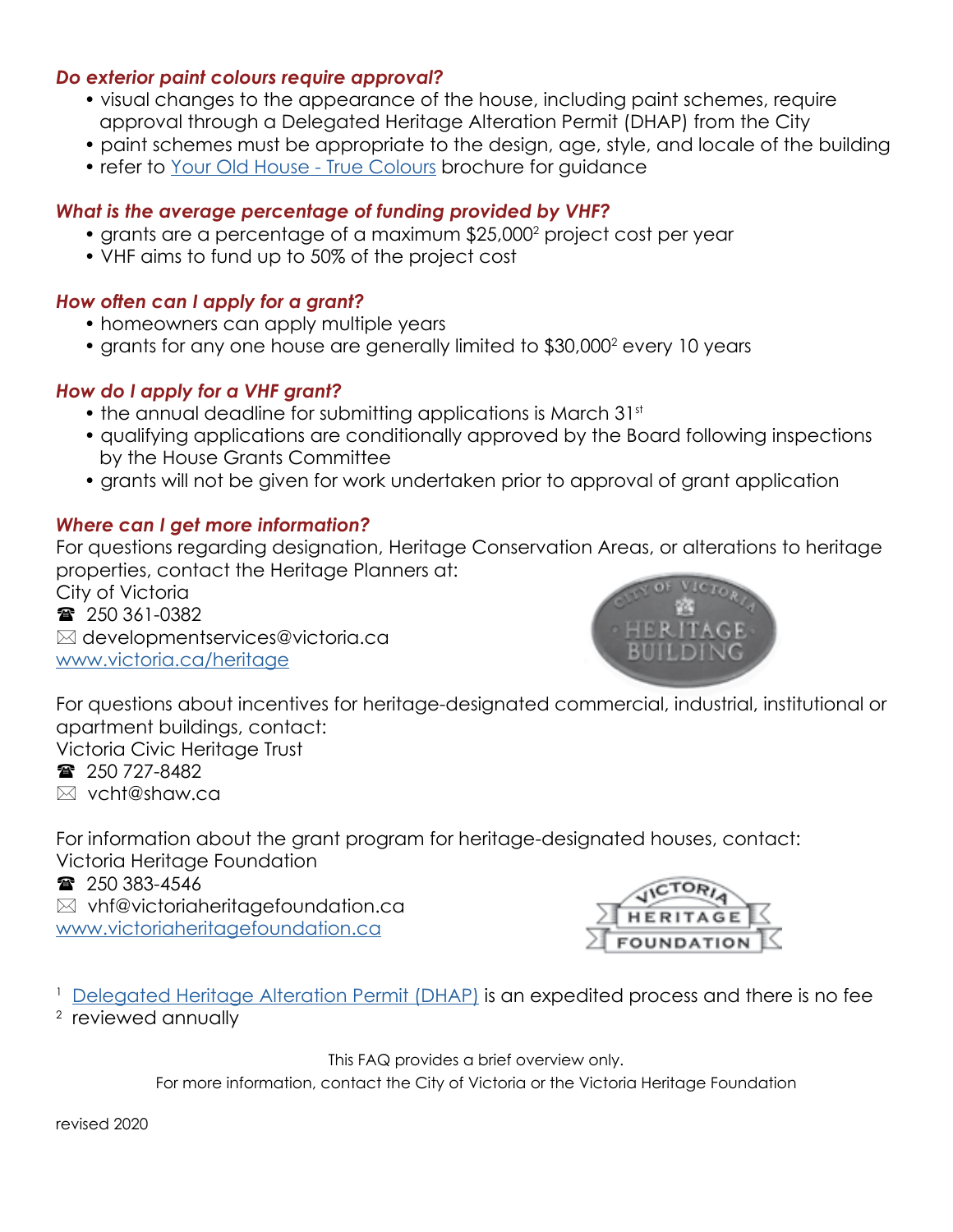### *Do exterior paint colours require approval?*

- visual changes to the appearance of the house, including paint schemes, require approval through a Delegated Heritage Alteration Permit (DHAP) from the City
- paint schemes must be appropriate to the design, age, style, and locale of the building
- refer to Your Old House - True Colours brochure for guidance

### *What is the average percentage of funding provided by VHF?*

- grants are a percentage of a maximum $25,000[2] project cost per year
- VHF aims to fund up to 50% of the project cost

### *How often can I apply for a grant?*

- homeowners can apply multiple years
- grants for any one house are generally limited to $30,000[2] every 10 years

### *How do I apply for a VHF grant?*

- the annual deadline for submitting applications is March 31st
- qualifying applications are conditionally approved by the Board following inspections by the House Grants Committee
- grants will not be given for work undertaken prior to approval of grant application

### *Where can I get more information?*

For questions regarding designation, Heritage Conservation Areas, or alterations to heritage properties, contact the Heritage Planners at:
City of Victoria
☎ 250 361-0382
✉ developmentservices@victoria.ca
www.victoria.ca/heritage

For questions about incentives for heritage-designated commercial, industrial, institutional or apartment buildings, contact:
Victoria Civic Heritage Trust
☎ 250 727-8482
✉ vcht@shaw.ca

For information about the grant program for heritage-designated houses, contact:
Victoria Heritage Foundation
☎ 250 383-4546
✉ vhf@victoriaheritagefoundation.ca
www.victoriaheritagefoundation.ca

[1] Delegated Heritage Alteration Permit (DHAP) is an expedited process and there is no fee
[2] reviewed annually

This FAQ provides a brief overview only.
For more information, contact the City of Victoria or the Victoria Heritage Foundation

revised 2020